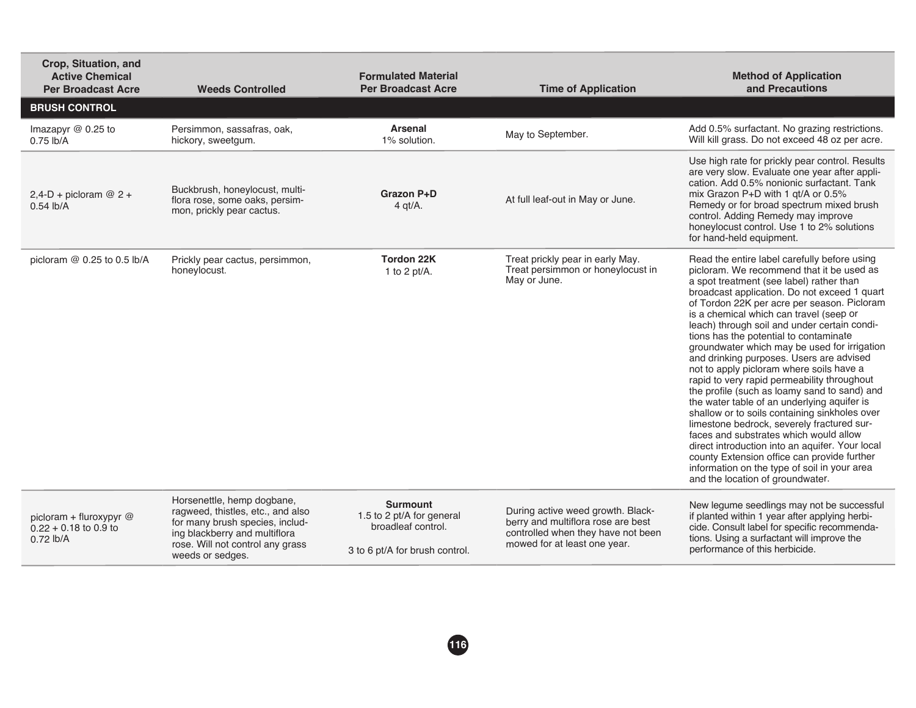| Crop, Situation, and Active Chemical Per Broadcast Acre | Weeds Controlled | Formulated Material Per Broadcast Acre | Time of Application | Method of Application and Precautions |
|---|---|---|---|---|
| **BRUSH CONTROL** | | | | |
| Imazapyr @ 0.25 to 0.75 lb/A | Persimmon, sassafras, oak, hickory, sweetgum. | **Arsenal** 1% solution. | May to September. | Add 0.5% surfactant. No grazing restrictions. Will kill grass. Do not exceed 48 oz per acre. |
| 2,4-D + picloram @ 2 + 0.54 lb/A | Buckbrush, honeylocust, multiflora rose, some oaks, persimmon, prickly pear cactus. | **Grazon P+D** 4 qt/A. | At full leaf-out in May or June. | Use high rate for prickly pear control. Results are very slow. Evaluate one year after application. Add 0.5% nonionic surfactant. Tank mix Grazon P+D with 1 qt/A or 0.5% Remedy or for broad spectrum mixed brush control. Adding Remedy may improve honeylocust control. Use 1 to 2% solutions for hand-held equipment. |
| picloram @ 0.25 to 0.5 lb/A | Prickly pear cactus, persimmon, honeylocust. | **Tordon 22K** 1 to 2 pt/A. | Treat prickly pear in early May. Treat persimmon or honeylocust in May or June. | Read the entire label carefully before using picloram. We recommend that it be used as a spot treatment (see label) rather than broadcast application. Do not exceed 1 quart of Tordon 22K per acre per season. Picloram is a chemical which can travel (seep or leach) through soil and under certain conditions has the potential to contaminate groundwater which may be used for irrigation and drinking purposes. Users are advised not to apply picloram where soils have a rapid to very rapid permeability throughout the profile (such as loamy sand to sand) and the water table of an underlying aquifer is shallow or to soils containing sinkholes over limestone bedrock, severely fractured surfaces and substrates which would allow direct introduction into an aquifer. Your local county Extension office can provide further information on the type of soil in your area and the location of groundwater. |
| picloram + fluroxypyr @ 0.22 + 0.18 to 0.9 to 0.72 lb/A | Horsenettle, hemp dogbane, ragweed, thistles, etc., and also for many brush species, including blackberry and multiflora rose. Will not control any grass weeds or sedges. | **Surmount** 1.5 to 2 pt/A for general broadleaf control. 3 to 6 pt/A for brush control. | During active weed growth. Blackberry and multiflora rose are best controlled when they have not been mowed for at least one year. | New legume seedlings may not be successful if planted within 1 year after applying herbicide. Consult label for specific recommendations. Using a surfactant will improve the performance of this herbicide. |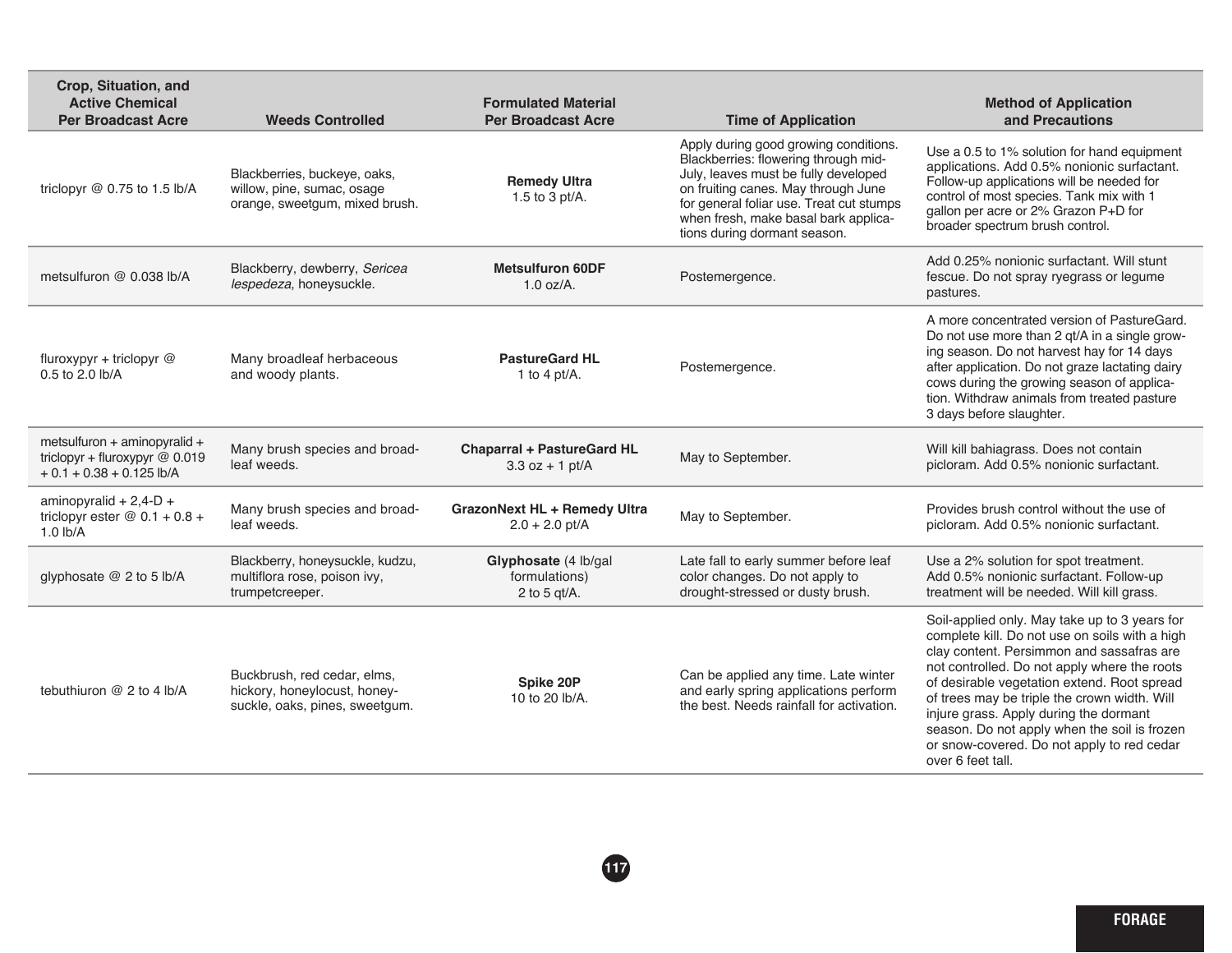| Crop, Situation, and Active Chemical Per Broadcast Acre | Weeds Controlled | Formulated Material Per Broadcast Acre | Time of Application | Method of Application and Precautions |
|---|---|---|---|---|
| triclopyr @ 0.75 to 1.5 lb/A | Blackberries, buckeye, oaks, willow, pine, sumac, osage orange, sweetgum, mixed brush. | **Remedy Ultra** 1.5 to 3 pt/A. | Apply during good growing conditions. Blackberries: flowering through mid-July, leaves must be fully developed on fruiting canes. May through June for general foliar use. Treat cut stumps when fresh, make basal bark applications during dormant season. | Use a 0.5 to 1% solution for hand equipment applications. Add 0.5% nonionic surfactant. Follow-up applications will be needed for control of most species. Tank mix with 1 gallon per acre or 2% Grazon P+D for broader spectrum brush control. |
| metsulfuron @ 0.038 lb/A | Blackberry, dewberry, *Sericea lespedeza*, honeysuckle. | **Metsulfuron 60DF** 1.0 oz/A. | Postemergence. | Add 0.25% nonionic surfactant. Will stunt fescue. Do not spray ryegrass or legume pastures. |
| fluroxypyr + triclopyr @ 0.5 to 2.0 lb/A | Many broadleaf herbaceous and woody plants. | **PastureGard HL** 1 to 4 pt/A. | Postemergence. | A more concentrated version of PastureGard. Do not use more than 2 qt/A in a single growing season. Do not harvest hay for 14 days after application. Do not graze lactating dairy cows during the growing season of application. Withdraw animals from treated pasture 3 days before slaughter. |
| metsulfuron + aminopyralid + triclopyr + fluroxypyr @ 0.019 + 0.1 + 0.38 + 0.125 lb/A | Many brush species and broadleaf weeds. | **Chaparral + PastureGard HL** 3.3 oz + 1 pt/A | May to September. | Will kill bahiagrass. Does not contain picloram. Add 0.5% nonionic surfactant. |
| aminopyralid + 2,4-D + triclopyr ester @ 0.1 + 0.8 + 1.0 lb/A | Many brush species and broadleaf weeds. | **GrazonNext HL + Remedy Ultra** 2.0 + 2.0 pt/A | May to September. | Provides brush control without the use of picloram. Add 0.5% nonionic surfactant. |
| glyphosate @ 2 to 5 lb/A | Blackberry, honeysuckle, kudzu, multiflora rose, poison ivy, trumpetcreeper. | **Glyphosate** (4 lb/gal formulations) 2 to 5 qt/A. | Late fall to early summer before leaf color changes. Do not apply to drought-stressed or dusty brush. | Use a 2% solution for spot treatment. Add 0.5% nonionic surfactant. Follow-up treatment will be needed. Will kill grass. |
| tebuthiuron @ 2 to 4 lb/A | Buckbrush, red cedar, elms, hickory, honeylocust, honeysuckle, oaks, pines, sweetgum. | **Spike 20P** 10 to 20 lb/A. | Can be applied any time. Late winter and early spring applications perform the best. Needs rainfall for activation. | Soil-applied only. May take up to 3 years for complete kill. Do not use on soils with a high clay content. Persimmon and sassafras are not controlled. Do not apply where the roots of desirable vegetation extend. Root spread of trees may be triple the crown width. Will injure grass. Apply during the dormant season. Do not apply when the soil is frozen or snow-covered. Do not apply to red cedar over 6 feet tall. |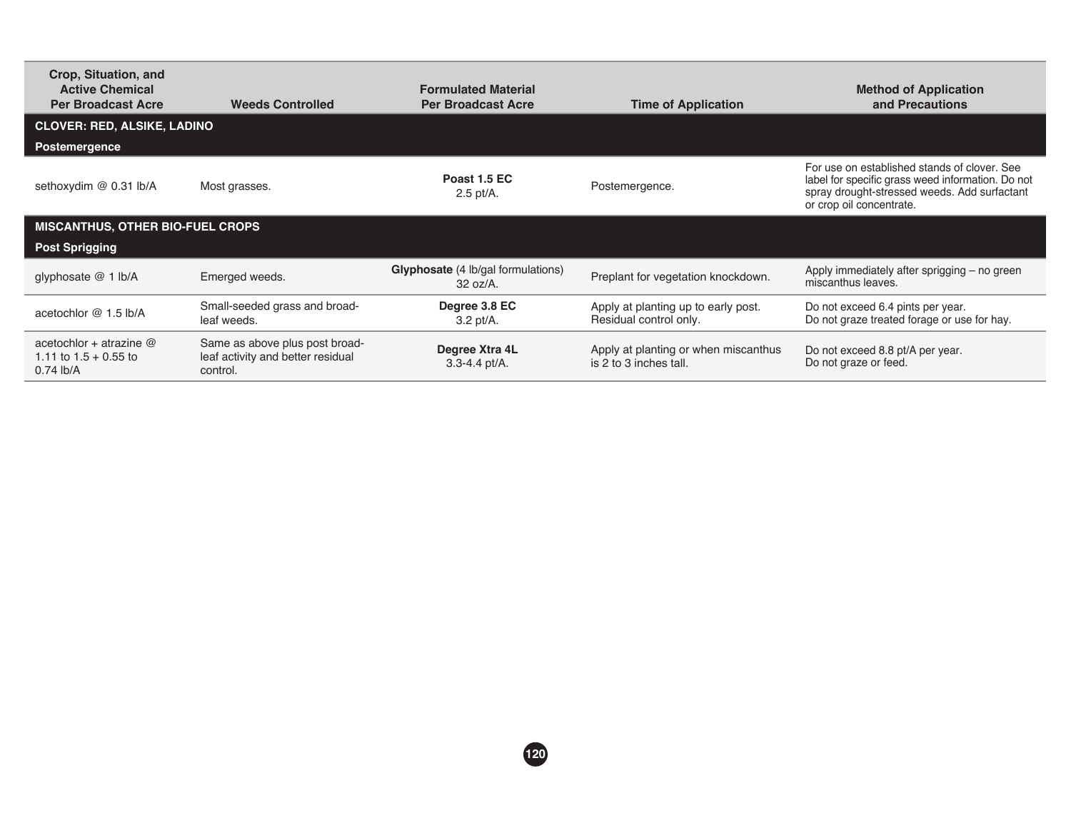| Crop, Situation, and Active Chemical Per Broadcast Acre | Weeds Controlled | Formulated Material Per Broadcast Acre | Time of Application | Method of Application and Precautions |
|---|---|---|---|---|
| **CLOVER: RED, ALSIKE, LADINO** | | | | |
| **Postemergence** | | | | |
| sethoxydim @ 0.31 lb/A | Most grasses. | **Poast 1.5 EC** 2.5 pt/A. | Postemergence. | For use on established stands of clover. See label for specific grass weed information. Do not spray drought-stressed weeds. Add surfactant or crop oil concentrate. |
| **MISCANTHUS, OTHER BIO-FUEL CROPS** | | | | |
| **Post Sprigging** | | | | |
| glyphosate @ 1 lb/A | Emerged weeds. | **Glyphosate** (4 lb/gal formulations) 32 oz/A. | Preplant for vegetation knockdown. | Apply immediately after sprigging – no green miscanthus leaves. |
| acetochlor @ 1.5 lb/A | Small-seeded grass and broad-leaf weeds. | **Degree 3.8 EC** 3.2 pt/A. | Apply at planting up to early post. Residual control only. | Do not exceed 6.4 pints per year. Do not graze treated forage or use for hay. |
| acetochlor + atrazine @ 1.11 to 1.5 + 0.55 to 0.74 lb/A | Same as above plus post broad-leaf activity and better residual control. | **Degree Xtra 4L** 3.3-4.4 pt/A. | Apply at planting or when miscanthus is 2 to 3 inches tall. | Do not exceed 8.8 pt/A per year. Do not graze or feed. |